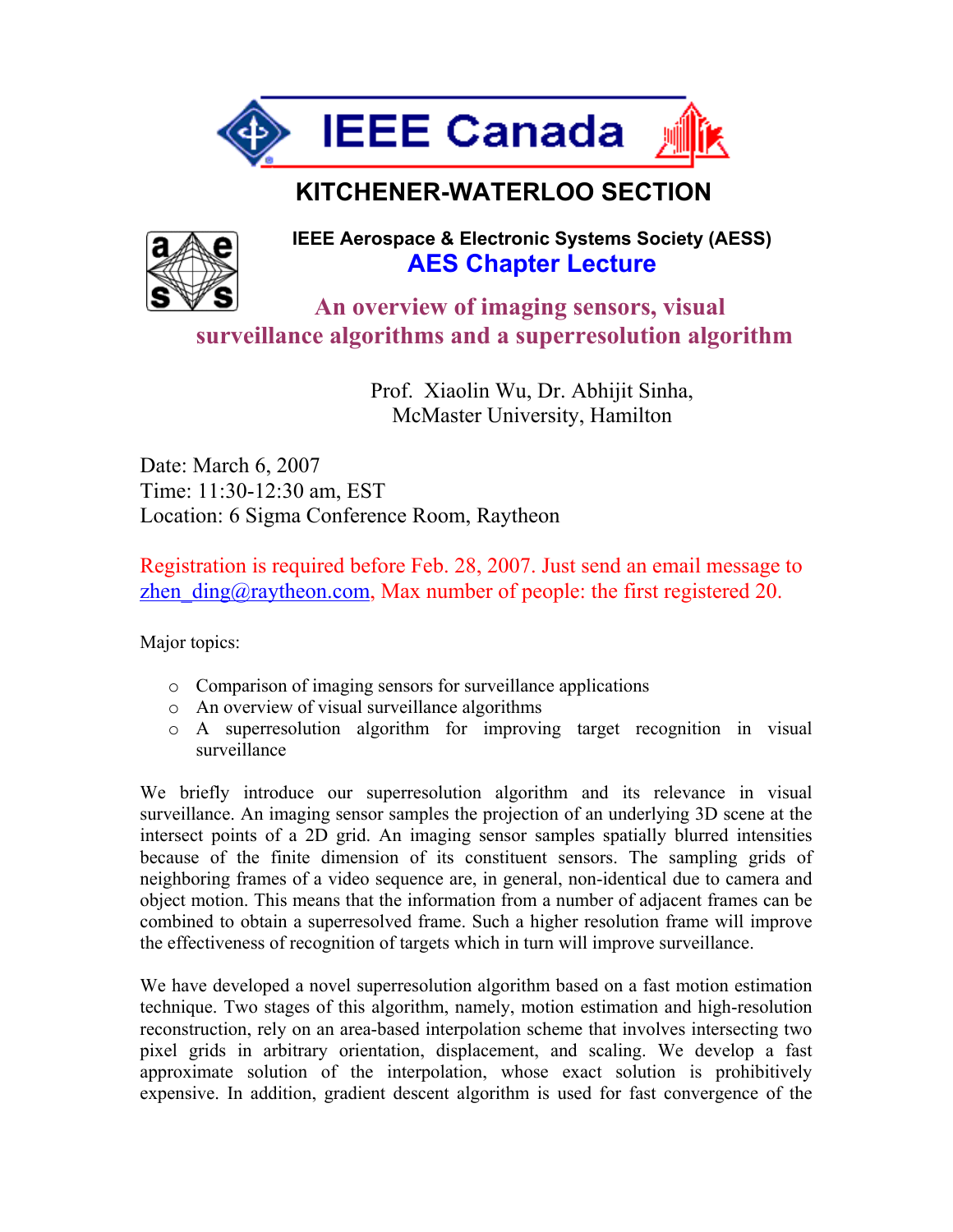# IEEE Canada

## KITCHENER-WATERLOO SECTION

**IEEE Aerospace & Electronic Systems Society (AESS)**

**AES Chapter Lecture**

## An overview of imaging sensors, visual surveillance algorithms and a superresolution algorithm

Prof. Xiaolin Wu, Dr. Abhijit Sinha,
McMaster University, Hamilton

Date: March 6, 2007
Time: 11:30-12:30 am, EST
Location: 6 Sigma Conference Room, Raytheon

Registration is required before Feb. 28, 2007. Just send an email message to zhen_ding@raytheon.com, Max number of people: the first registered 20.

Major topics:

- Comparison of imaging sensors for surveillance applications
- An overview of visual surveillance algorithms
- A superresolution algorithm for improving target recognition in visual surveillance

We briefly introduce our superresolution algorithm and its relevance in visual surveillance. An imaging sensor samples the projection of an underlying 3D scene at the intersect points of a 2D grid. An imaging sensor samples spatially blurred intensities because of the finite dimension of its constituent sensors. The sampling grids of neighboring frames of a video sequence are, in general, non-identical due to camera and object motion. This means that the information from a number of adjacent frames can be combined to obtain a superresolved frame. Such a higher resolution frame will improve the effectiveness of recognition of targets which in turn will improve surveillance.

We have developed a novel superresolution algorithm based on a fast motion estimation technique. Two stages of this algorithm, namely, motion estimation and high-resolution reconstruction, rely on an area-based interpolation scheme that involves intersecting two pixel grids in arbitrary orientation, displacement, and scaling. We develop a fast approximate solution of the interpolation, whose exact solution is prohibitively expensive. In addition, gradient descent algorithm is used for fast convergence of the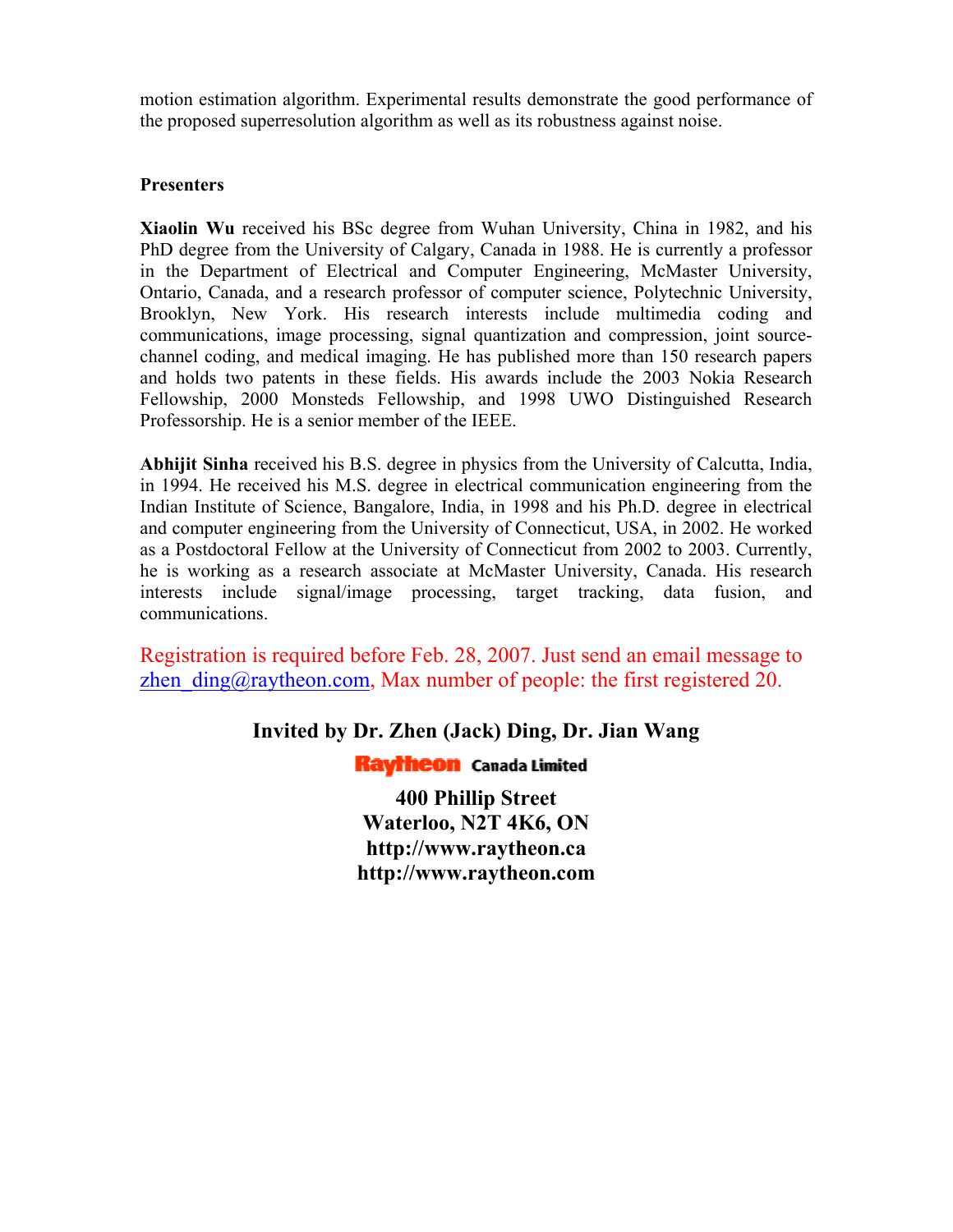motion estimation algorithm. Experimental results demonstrate the good performance of the proposed superresolution algorithm as well as its robustness against noise.

**Presenters**

**Xiaolin Wu** received his BSc degree from Wuhan University, China in 1982, and his PhD degree from the University of Calgary, Canada in 1988. He is currently a professor in the Department of Electrical and Computer Engineering, McMaster University, Ontario, Canada, and a research professor of computer science, Polytechnic University, Brooklyn, New York. His research interests include multimedia coding and communications, image processing, signal quantization and compression, joint source-channel coding, and medical imaging. He has published more than 150 research papers and holds two patents in these fields. His awards include the 2003 Nokia Research Fellowship, 2000 Monsteds Fellowship, and 1998 UWO Distinguished Research Professorship. He is a senior member of the IEEE.

**Abhijit Sinha** received his B.S. degree in physics from the University of Calcutta, India, in 1994. He received his M.S. degree in electrical communication engineering from the Indian Institute of Science, Bangalore, India, in 1998 and his Ph.D. degree in electrical and computer engineering from the University of Connecticut, USA, in 2002. He worked as a Postdoctoral Fellow at the University of Connecticut from 2002 to 2003. Currently, he is working as a research associate at McMaster University, Canada. His research interests include signal/image processing, target tracking, data fusion, and communications.

Registration is required before Feb. 28, 2007. Just send an email message to zhen_ding@raytheon.com, Max number of people: the first registered 20.

**Invited by Dr. Zhen (Jack) Ding, Dr. Jian Wang**

**Raytheon Canada Limited**

**400 Phillip Street**
**Waterloo, N2T 4K6, ON**
**http://www.raytheon.ca**
**http://www.raytheon.com**